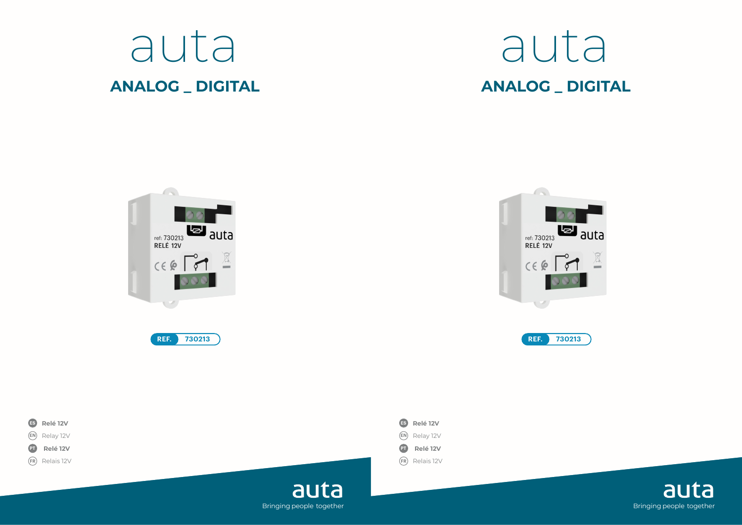auta

# ANALOG _ DIGITAL

REF. 730213

- **ES** **Relé 12V**
- **EN** Relay 12V
- **PT** **Relé 12V**
- **FR** Relais 12V

auta

Bringing people together

auta

# ANALOG _ DIGITAL

REF. 730213

- **ES** **Relé 12V**
- **EN** Relay 12V
- **PT** **Relé 12V**
- **FR** Relais 12V

auta

Bringing people together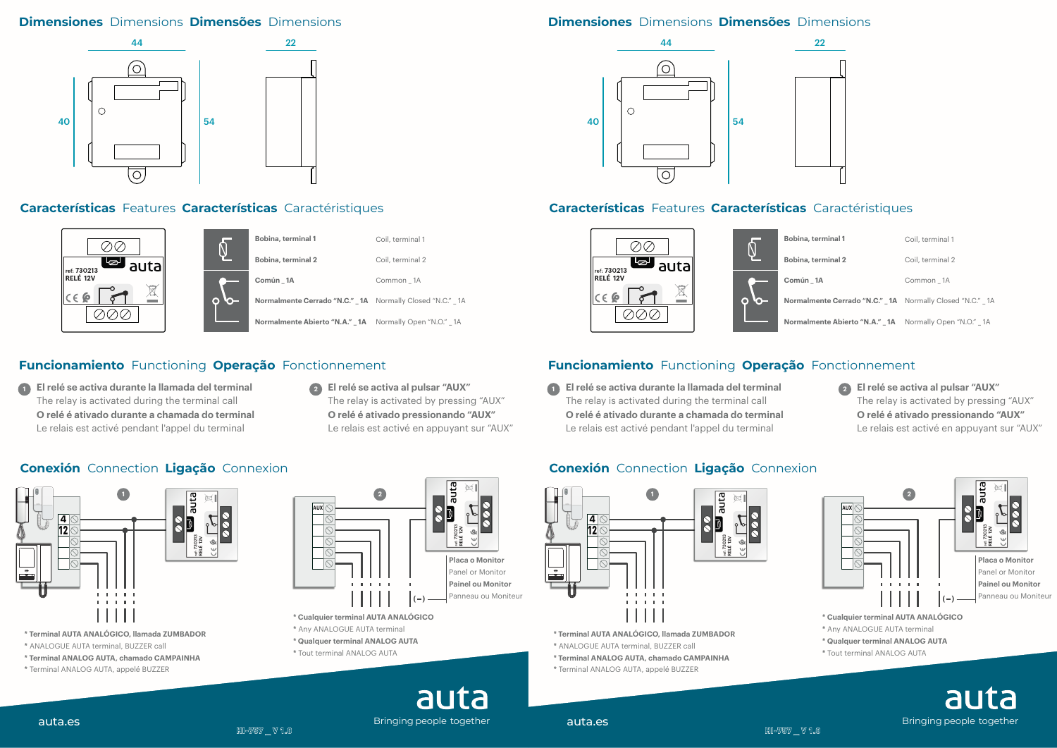## Dimensiones Dimensions Dimensões Dimensions

44

22

40

54

## Características Features Características Caractéristiques

ref: 730213
RELÉ 12V
auta

| | |
|---|---|
| **Bobina, terminal 1** | Coil, terminal 1 |
| **Bobina, terminal 2** | Coil, terminal 2 |
| **Común _ 1A** | Common _ 1A |
| **Normalmente Cerrado "N.C." _ 1A** | Normally Closed "N.C." _ 1A |
| **Normalmente Abierto "N.A." _ 1A** | Normally Open "N.O." _ 1A |

## Funcionamiento Functioning Operação Fonctionnement

1. **El relé se activa durante la llamada del terminal**
   The relay is activated during the terminal call
   **O relé é ativado durante a chamada do terminal**
   Le relais est activé pendant l'appel du terminal

2. **El relé se activa al pulsar "AUX"**
   The relay is activated by pressing "AUX"
   **O relé é ativado pressionando "AUX"**
   Le relais est activé en appuyant sur "AUX"

## Conexión Connection Ligação Connexion

1

4
12

* **Terminal AUTA ANALÓGICO, llamada ZUMBADOR**
* ANALOGUE AUTA terminal, BUZZER call
* **Terminal ANALOG AUTA, chamado CAMPAINHA**
* Terminal ANALOG AUTA, appelé BUZZER

2

AUX

(–)

**Placa o Monitor**
Panel or Monitor
**Painel ou Monitor**
Panneau ou Moniteur

* **Cualquier terminal AUTA ANALÓGICO**
* Any ANALOGUE AUTA terminal
* **Qualquer terminal ANALOG AUTA**
* Tout terminal ANALOG AUTA

auta.es

HI-787 _ V 1.0

auta
Bringing people together